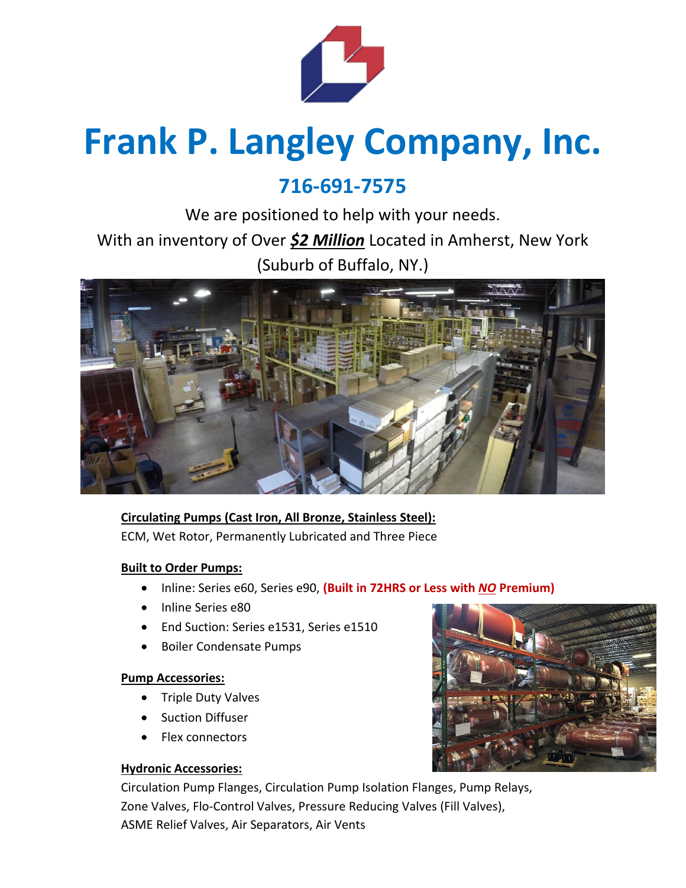# Frank P. Langley Company, Inc.

## 716-691-7575

We are positioned to help with your needs.

With an inventory of Over ***$2 Million*** Located in Amherst, New York

(Suburb of Buffalo, NY.)

**Circulating Pumps (Cast Iron, All Bronze, Stainless Steel):**

ECM, Wet Rotor, Permanently Lubricated and Three Piece

**Built to Order Pumps:**

- Inline: Series e60, Series e90, **(Built in 72HRS or Less with *NO* Premium)**
- Inline Series e80
- End Suction: Series e1531, Series e1510
- Boiler Condensate Pumps

**Pump Accessories:**

- Triple Duty Valves
- Suction Diffuser
- Flex connectors

**Hydronic Accessories:**

Circulation Pump Flanges, Circulation Pump Isolation Flanges, Pump Relays, Zone Valves, Flo-Control Valves, Pressure Reducing Valves (Fill Valves), ASME Relief Valves, Air Separators, Air Vents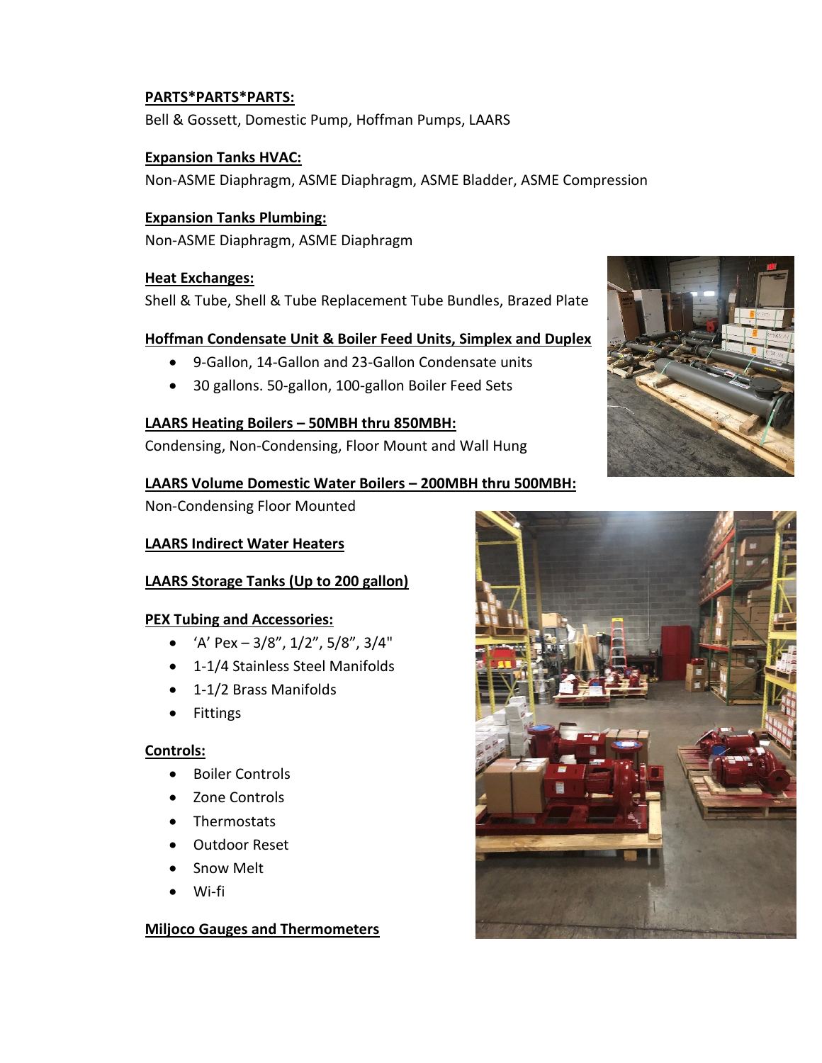**PARTS*PARTS*PARTS:**
Bell & Gossett, Domestic Pump, Hoffman Pumps, LAARS

**Expansion Tanks HVAC:**
Non-ASME Diaphragm, ASME Diaphragm, ASME Bladder, ASME Compression

**Expansion Tanks Plumbing:**
Non-ASME Diaphragm, ASME Diaphragm

**Heat Exchanges:**
Shell & Tube, Shell & Tube Replacement Tube Bundles, Brazed Plate

**Hoffman Condensate Unit & Boiler Feed Units, Simplex and Duplex**

- 9-Gallon, 14-Gallon and 23-Gallon Condensate units
- 30 gallons. 50-gallon, 100-gallon Boiler Feed Sets

**LAARS Heating Boilers – 50MBH thru 850MBH:**
Condensing, Non-Condensing, Floor Mount and Wall Hung

**LAARS Volume Domestic Water Boilers – 200MBH thru 500MBH:**
Non-Condensing Floor Mounted

**LAARS Indirect Water Heaters**

**LAARS Storage Tanks (Up to 200 gallon)**

**PEX Tubing and Accessories:**

- 'A' Pex – 3/8", 1/2", 5/8", 3/4"
- 1-1/4 Stainless Steel Manifolds
- 1-1/2 Brass Manifolds
- Fittings

**Controls:**

- Boiler Controls
- Zone Controls
- Thermostats
- Outdoor Reset
- Snow Melt
- Wi-fi

**Miljoco Gauges and Thermometers**